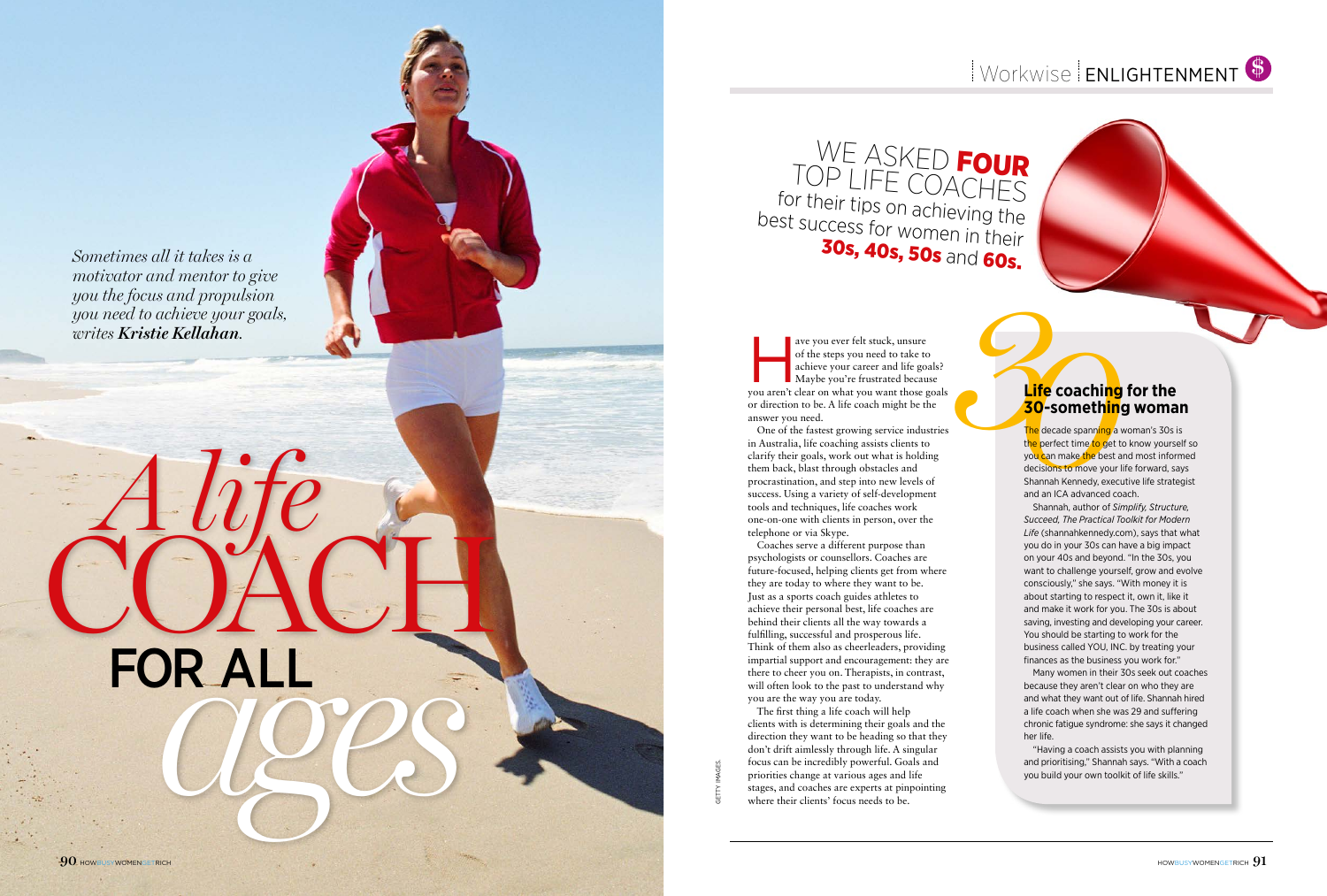# A life COACH FOR ALL ages

*Sometimes all it takes is a motivator and mentor to give you the focus and propulsion you need to achieve your goals, writes **Kristie Kellahan**.*

Workwise | ENLIGHTENMENT

## WE ASKED **FOUR** TOP LIFE COACHES for their tips on achieving the best success for women in their **30s, 40s, 50s** and **60s.**

Have you ever felt stuck, unsure of the steps you need to take to achieve your career and life goals? Maybe you're frustrated because you aren't clear on what you want those goals or direction to be. A life coach might be the answer you need.

One of the fastest growing service industries in Australia, life coaching assists clients to clarify their goals, work out what is holding them back, blast through obstacles and procrastination, and step into new levels of success. Using a variety of self-development tools and techniques, life coaches work one-on-one with clients in person, over the telephone or via Skype.

Coaches serve a different purpose than psychologists or counsellors. Coaches are future-focused, helping clients get from where they are today to where they want to be. Just as a sports coach guides athletes to achieve their personal best, life coaches are behind their clients all the way towards a fulfilling, successful and prosperous life. Think of them also as cheerleaders, providing impartial support and encouragement: they are there to cheer you on. Therapists, in contrast, will often look to the past to understand why you are the way you are today.

The first thing a life coach will help clients with is determining their goals and the direction they want to be heading so that they don't drift aimlessly through life. A singular focus can be incredibly powerful. Goals and priorities change at various ages and life stages, and coaches are experts at pinpointing where their clients' focus needs to be.

GETTY IMAGES

### 30 Life coaching for the 30-something woman

The decade spanning a woman's 30s is the perfect time to get to know yourself so you can make the best and most informed decisions to move your life forward, says Shannah Kennedy, executive life strategist and an ICA advanced coach.

Shannah, author of *Simplify, Structure, Succeed, The Practical Toolkit for Modern Life* (shannahkennedy.com), says that what you do in your 30s can have a big impact on your 40s and beyond. "In the 30s, you want to challenge yourself, grow and evolve consciously," she says. "With money it is about starting to respect it, own it, like it and make it work for you. The 30s is about saving, investing and developing your career. You should be starting to work for the business called YOU, INC. by treating your finances as the business you work for."

Many women in their 30s seek out coaches because they aren't clear on who they are and what they want out of life. Shannah hired a life coach when she was 29 and suffering chronic fatigue syndrome: she says it changed her life.

"Having a coach assists you with planning and prioritising," Shannah says. "With a coach you build your own toolkit of life skills."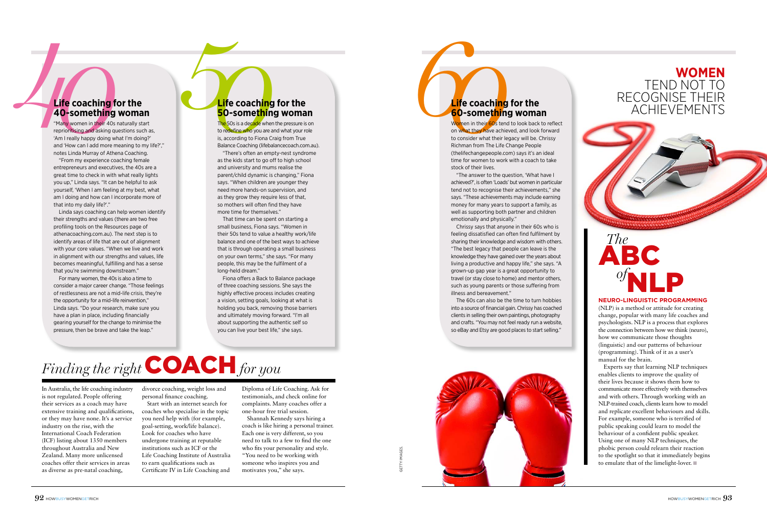## Life coaching for the 40-something woman

"Many women in their 40s naturally start reprioritising and asking questions such as, 'Am I really happy doing what I'm doing?' and 'How can I add more meaning to my life?'," notes Linda Murray of Athena Coaching.

"From my experience coaching female entrepreneurs and executives, the 40s are a great time to check in with what really lights you up," Linda says. "It can be helpful to ask yourself, 'When I am feeling at my best, what am I doing and how can I incorporate more of that into my daily life?'."

Linda says coaching can help women identify their strengths and values (there are two free profiling tools on the Resources page of athenacoaching.com.au). The next step is to identify areas of life that are out of alignment with your core values. "When we live and work in alignment with our strengths and values, life becomes meaningful, fulfilling and has a sense that you're swimming downstream."

For many women, the 40s is also a time to consider a major career change. "Those feelings of restlessness are not a mid-life crisis, they're the opportunity for a mid-life reinvention," Linda says. "Do your research, make sure you have a plan in place, including financially gearing yourself for the change to minimise the pressure, then be brave and take the leap."

## Life coaching for the 50-something woman

The 50s is a decade when the pressure is on to redefine who you are and what your role is, according to Fiona Craig from True Balance Coaching (lifebalancecoach.com.au).

"There's often an empty-nest syndrome as the kids start to go off to high school and university and mums realise the parent/child dynamic is changing," Fiona says. "When children are younger they need more hands-on supervision, and as they grow they require less of that, so mothers will often find they have more time for themselves."

That time can be spent on starting a small business, Fiona says. "Women in their 50s tend to value a healthy work/life balance and one of the best ways to achieve that is through operating a small business on your own terms," she says. "For many people, this may be the fulfilment of a long-held dream."

Fiona offers a Back to Balance package of three coaching sessions. She says the highly effective process includes creating a vision, setting goals, looking at what is holding you back, removing those barriers and ultimately moving forward. "I'm all about supporting the authentic self so you can live your best life," she says.

## Life coaching for the 60-something woman

Women in their 60s tend to look back to reflect on what they have achieved, and look forward to consider what their legacy will be. Chrissy Richman from The Life Change People (thelifechangepeople.com) says it's an ideal time for women to work with a coach to take stock of their lives.

"The answer to the question, 'What have I achieved?', is often 'Loads' but women in particular tend not to recognise their achievements," she says. "These achievements may include earning money for many years to support a family, as well as supporting both partner and children emotionally and physically."

Chrissy says that anyone in their 60s who is feeling dissatisfied can often find fulfilment by sharing their knowledge and wisdom with others. "The best legacy that people can leave is the knowledge they have gained over the years about living a productive and happy life," she says. "A grown-up gap year is a great opportunity to travel (or stay close to home) and mentor others, such as young parents or those suffering from illness and bereavement."

The 60s can also be the time to turn hobbies into a source of financial gain. Chrissy has coached clients in selling their own paintings, photography and crafts. "You may not feel ready run a website, so eBay and Etsy are good places to start selling."

**WOMEN** TEND NOT TO RECOGNISE THEIR ACHIEVEMENTS

## *Finding the right* COACH *for you*

In Australia, the life coaching industry is not regulated. People offering their services as a coach may have extensive training and qualifications, or they may have none. It's a service industry on the rise, with the International Coach Federation (ICF) listing about 1350 members throughout Australia and New Zealand. Many more unlicensed coaches offer their services in areas as diverse as pre-natal coaching, divorce coaching, weight loss and personal finance coaching.

Start with an internet search for coaches who specialise in the topic you need help with (for example, goal-setting, work/life balance). Look for coaches who have undergone training at reputable institutions such as ICF or the Life Coaching Institute of Australia to earn qualifications such as Certificate IV in Life Coaching and Diploma of Life Coaching. Ask for testimonials, and check online for complaints. Many coaches offer a one-hour free trial session.

Shannah Kennedy says hiring a coach is like hiring a personal trainer. Each one is very different, so you need to talk to a few to find the one who fits your personality and style. "You need to be working with someone who inspires you and motivates you," she says.

## *The* ABC *of* NLP

**NEURO-LINGUISTIC PROGRAMMING** (NLP) is a method or attitude for creating change, popular with many life coaches and psychologists. NLP is a process that explores the connection between how we think (neuro), how we communicate those thoughts (linguistic) and our patterns of behaviour (programming). Think of it as a user's manual for the brain.

Experts say that learning NLP techniques enables clients to improve the quality of their lives because it shows them how to communicate more effectively with themselves and with others. Through working with an NLP-trained coach, clients learn how to model and replicate excellent behaviours and skills. For example, someone who is terrified of public speaking could learn to model the behaviour of a confident public speaker. Using one of many NLP techniques, the phobic person could relearn their reaction to the spotlight so that it immediately begins to emulate that of the limelight-lover. ■

GETTY IMAGES.